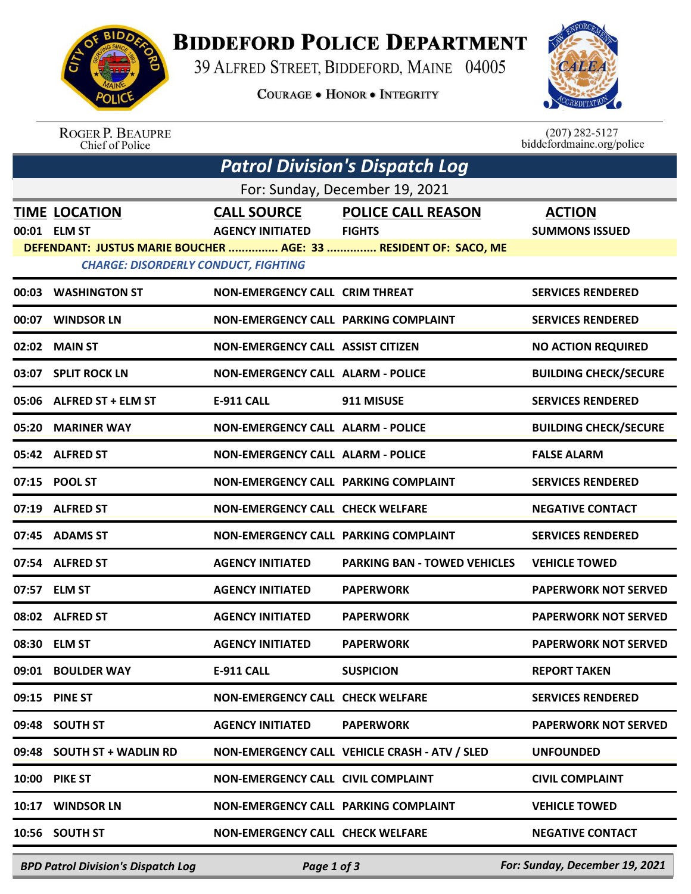# BIDDEFORD POLICE DEPARTMENT

39 ALFRED STREET, BIDDEFORD, MAINE 04005

COURAGE • HONOR • INTEGRITY

ROGER P. BEAUPRE
Chief of Police

(207) 282-5127
biddefordmaine.org/police

## Patrol Division's Dispatch Log

For: Sunday, December 19, 2021

| TIME | LOCATION | CALL SOURCE | POLICE CALL REASON | ACTION |
|---|---|---|---|---|
| 00:01 | ELM ST | AGENCY INITIATED | FIGHTS | SUMMONS ISSUED |
| | DEFENDANT: JUSTUS MARIE BOUCHER ............... AGE: 33 ............... RESIDENT OF: SACO, ME | | | |
| | *CHARGE: DISORDERLY CONDUCT, FIGHTING* | | | |
| 00:03 | WASHINGTON ST | NON-EMERGENCY CALL | CRIM THREAT | SERVICES RENDERED |
| 00:07 | WINDSOR LN | NON-EMERGENCY CALL | PARKING COMPLAINT | SERVICES RENDERED |
| 02:02 | MAIN ST | NON-EMERGENCY CALL | ASSIST CITIZEN | NO ACTION REQUIRED |
| 03:07 | SPLIT ROCK LN | NON-EMERGENCY CALL | ALARM - POLICE | BUILDING CHECK/SECURE |
| 05:06 | ALFRED ST + ELM ST | E-911 CALL | 911 MISUSE | SERVICES RENDERED |
| 05:20 | MARINER WAY | NON-EMERGENCY CALL | ALARM - POLICE | BUILDING CHECK/SECURE |
| 05:42 | ALFRED ST | NON-EMERGENCY CALL | ALARM - POLICE | FALSE ALARM |
| 07:15 | POOL ST | NON-EMERGENCY CALL | PARKING COMPLAINT | SERVICES RENDERED |
| 07:19 | ALFRED ST | NON-EMERGENCY CALL | CHECK WELFARE | NEGATIVE CONTACT |
| 07:45 | ADAMS ST | NON-EMERGENCY CALL | PARKING COMPLAINT | SERVICES RENDERED |
| 07:54 | ALFRED ST | AGENCY INITIATED | PARKING BAN - TOWED VEHICLES | VEHICLE TOWED |
| 07:57 | ELM ST | AGENCY INITIATED | PAPERWORK | PAPERWORK NOT SERVED |
| 08:02 | ALFRED ST | AGENCY INITIATED | PAPERWORK | PAPERWORK NOT SERVED |
| 08:30 | ELM ST | AGENCY INITIATED | PAPERWORK | PAPERWORK NOT SERVED |
| 09:01 | BOULDER WAY | E-911 CALL | SUSPICION | REPORT TAKEN |
| 09:15 | PINE ST | NON-EMERGENCY CALL | CHECK WELFARE | SERVICES RENDERED |
| 09:48 | SOUTH ST | AGENCY INITIATED | PAPERWORK | PAPERWORK NOT SERVED |
| 09:48 | SOUTH ST + WADLIN RD | NON-EMERGENCY CALL | VEHICLE CRASH - ATV / SLED | UNFOUNDED |
| 10:00 | PIKE ST | NON-EMERGENCY CALL | CIVIL COMPLAINT | CIVIL COMPLAINT |
| 10:17 | WINDSOR LN | NON-EMERGENCY CALL | PARKING COMPLAINT | VEHICLE TOWED |
| 10:56 | SOUTH ST | NON-EMERGENCY CALL | CHECK WELFARE | NEGATIVE CONTACT |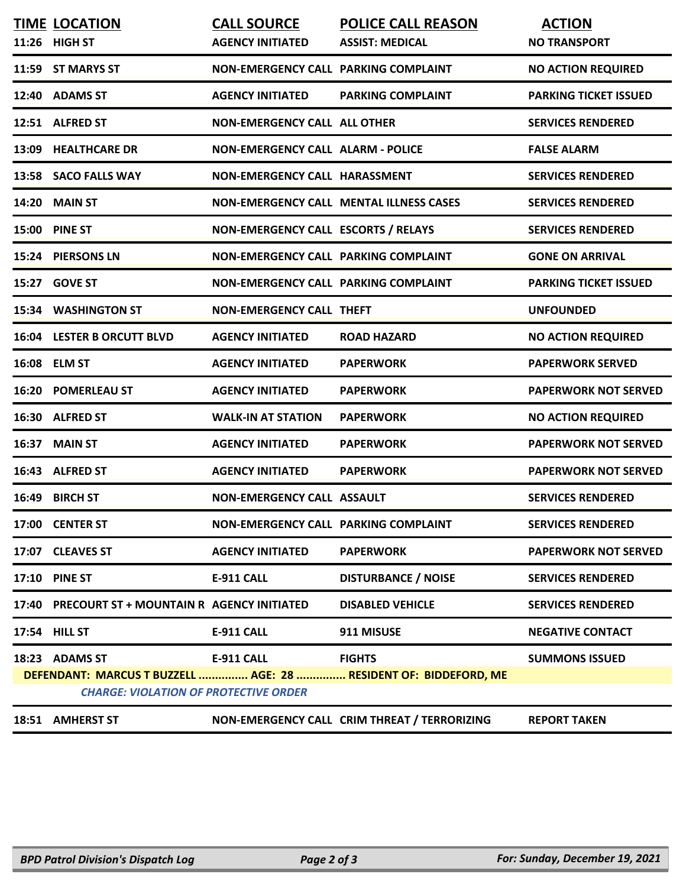| TIME | LOCATION | CALL SOURCE | POLICE CALL REASON | ACTION |
|---|---|---|---|---|
| 11:26 | HIGH ST | AGENCY INITIATED | ASSIST: MEDICAL | NO TRANSPORT |
| 11:59 | ST MARYS ST | NON-EMERGENCY CALL | PARKING COMPLAINT | NO ACTION REQUIRED |
| 12:40 | ADAMS ST | AGENCY INITIATED | PARKING COMPLAINT | PARKING TICKET ISSUED |
| 12:51 | ALFRED ST | NON-EMERGENCY CALL | ALL OTHER | SERVICES RENDERED |
| 13:09 | HEALTHCARE DR | NON-EMERGENCY CALL | ALARM - POLICE | FALSE ALARM |
| 13:58 | SACO FALLS WAY | NON-EMERGENCY CALL | HARASSMENT | SERVICES RENDERED |
| 14:20 | MAIN ST | NON-EMERGENCY CALL | MENTAL ILLNESS CASES | SERVICES RENDERED |
| 15:00 | PINE ST | NON-EMERGENCY CALL | ESCORTS / RELAYS | SERVICES RENDERED |
| 15:24 | PIERSONS LN | NON-EMERGENCY CALL | PARKING COMPLAINT | GONE ON ARRIVAL |
| 15:27 | GOVE ST | NON-EMERGENCY CALL | PARKING COMPLAINT | PARKING TICKET ISSUED |
| 15:34 | WASHINGTON ST | NON-EMERGENCY CALL | THEFT | UNFOUNDED |
| 16:04 | LESTER B ORCUTT BLVD | AGENCY INITIATED | ROAD HAZARD | NO ACTION REQUIRED |
| 16:08 | ELM ST | AGENCY INITIATED | PAPERWORK | PAPERWORK SERVED |
| 16:20 | POMERLEAU ST | AGENCY INITIATED | PAPERWORK | PAPERWORK NOT SERVED |
| 16:30 | ALFRED ST | WALK-IN AT STATION | PAPERWORK | NO ACTION REQUIRED |
| 16:37 | MAIN ST | AGENCY INITIATED | PAPERWORK | PAPERWORK NOT SERVED |
| 16:43 | ALFRED ST | AGENCY INITIATED | PAPERWORK | PAPERWORK NOT SERVED |
| 16:49 | BIRCH ST | NON-EMERGENCY CALL | ASSAULT | SERVICES RENDERED |
| 17:00 | CENTER ST | NON-EMERGENCY CALL | PARKING COMPLAINT | SERVICES RENDERED |
| 17:07 | CLEAVES ST | AGENCY INITIATED | PAPERWORK | PAPERWORK NOT SERVED |
| 17:10 | PINE ST | E-911 CALL | DISTURBANCE / NOISE | SERVICES RENDERED |
| 17:40 | PRECOURT ST + MOUNTAIN R | AGENCY INITIATED | DISABLED VEHICLE | SERVICES RENDERED |
| 17:54 | HILL ST | E-911 CALL | 911 MISUSE | NEGATIVE CONTACT |
| 18:23 | ADAMS ST | E-911 CALL | FIGHTS | SUMMONS ISSUED |
| | DEFENDANT: MARCUS T BUZZELL ............... AGE: 28 ............... RESIDENT OF: BIDDEFORD, ME | | | |
| | *CHARGE: VIOLATION OF PROTECTIVE ORDER* | | | |
| 18:51 | AMHERST ST | NON-EMERGENCY CALL | CRIM THREAT / TERRORIZING | REPORT TAKEN |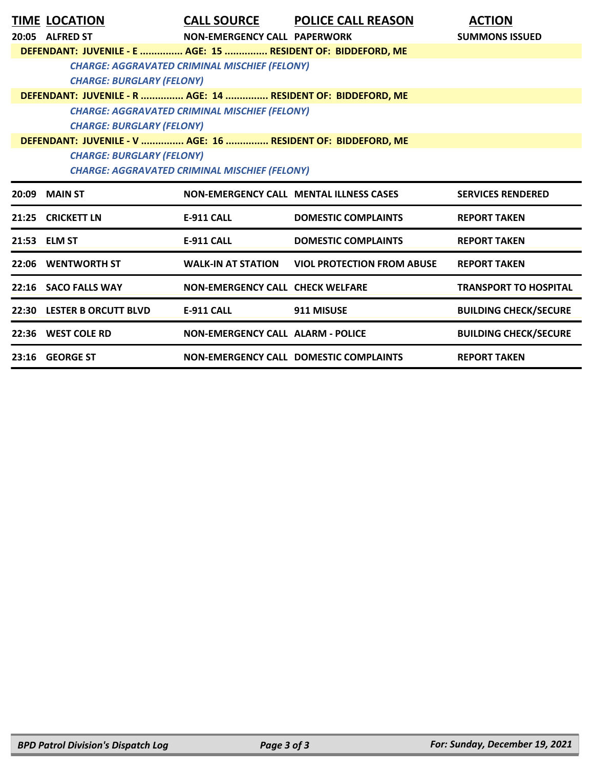| TIME | LOCATION | CALL SOURCE | POLICE CALL REASON | ACTION |
| --- | --- | --- | --- | --- |
| 20:05 | ALFRED ST | NON-EMERGENCY CALL | PAPERWORK | SUMMONS ISSUED |

**DEFENDANT: JUVENILE - E ............... AGE: 15 ............... RESIDENT OF: BIDDEFORD, ME**

*CHARGE: AGGRAVATED CRIMINAL MISCHIEF (FELONY)*

*CHARGE: BURGLARY (FELONY)*

**DEFENDANT: JUVENILE - R ............... AGE: 14 ............... RESIDENT OF: BIDDEFORD, ME**

*CHARGE: AGGRAVATED CRIMINAL MISCHIEF (FELONY)*

*CHARGE: BURGLARY (FELONY)*

**DEFENDANT: JUVENILE - V ............... AGE: 16 ............... RESIDENT OF: BIDDEFORD, ME**

*CHARGE: BURGLARY (FELONY)*

*CHARGE: AGGRAVATED CRIMINAL MISCHIEF (FELONY)*

| TIME | LOCATION | CALL SOURCE | POLICE CALL REASON | ACTION |
| --- | --- | --- | --- | --- |
| 20:09 | MAIN ST | NON-EMERGENCY CALL | MENTAL ILLNESS CASES | SERVICES RENDERED |
| 21:25 | CRICKETT LN | E-911 CALL | DOMESTIC COMPLAINTS | REPORT TAKEN |
| 21:53 | ELM ST | E-911 CALL | DOMESTIC COMPLAINTS | REPORT TAKEN |
| 22:06 | WENTWORTH ST | WALK-IN AT STATION | VIOL PROTECTION FROM ABUSE | REPORT TAKEN |
| 22:16 | SACO FALLS WAY | NON-EMERGENCY CALL | CHECK WELFARE | TRANSPORT TO HOSPITAL |
| 22:30 | LESTER B ORCUTT BLVD | E-911 CALL | 911 MISUSE | BUILDING CHECK/SECURE |
| 22:36 | WEST COLE RD | NON-EMERGENCY CALL | ALARM - POLICE | BUILDING CHECK/SECURE |
| 23:16 | GEORGE ST | NON-EMERGENCY CALL | DOMESTIC COMPLAINTS | REPORT TAKEN |